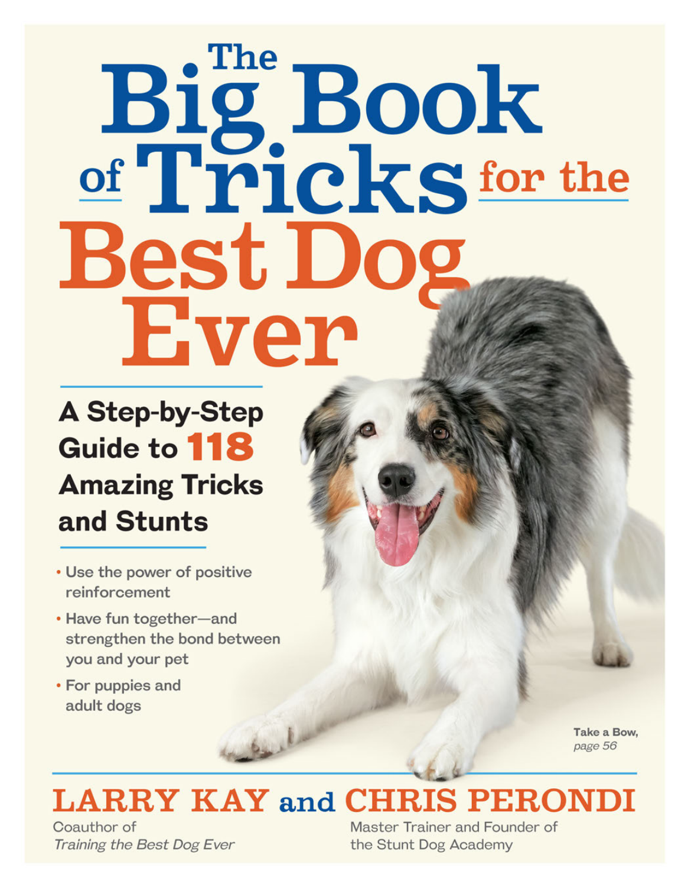# The Big Book of Tricks for the Best Dog Ever

## A Step-by-Step Guide to 118 Amazing Tricks and Stunts

- Use the power of positive reinforcement
- Have fun together—and strengthen the bond between you and your pet
- For puppies and adult dogs

**Take a Bow,** *page 56*

**LARRY KAY** and **CHRIS PERONDI**

Coauthor of *Training the Best Dog Ever*

Master Trainer and Founder of the Stunt Dog Academy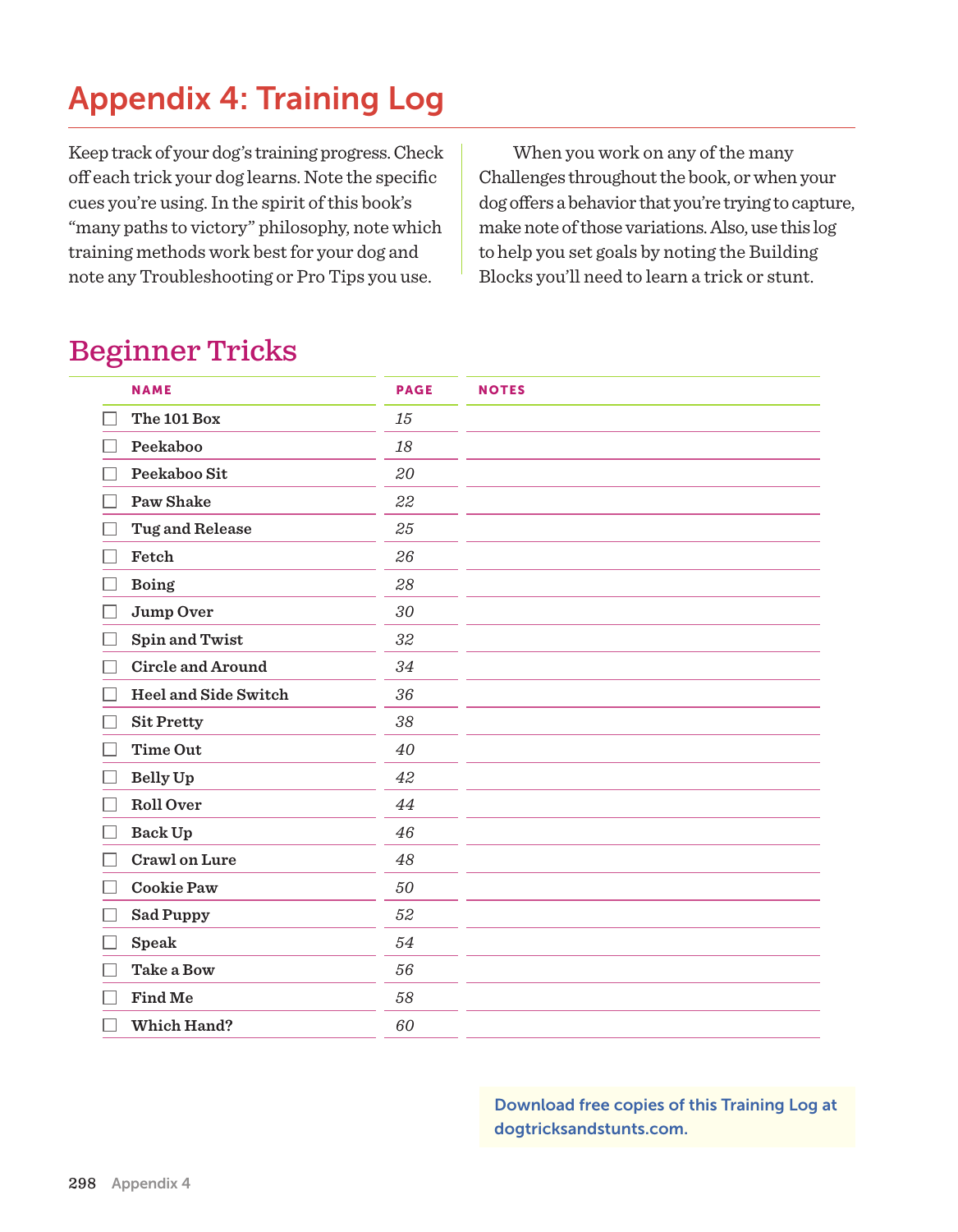# Appendix 4: Training Log

Keep track of your dog's training progress. Check off each trick your dog learns. Note the specific cues you're using. In the spirit of this book's "many paths to victory" philosophy, note which training methods work best for your dog and note any Troubleshooting or Pro Tips you use.

When you work on any of the many Challenges throughout the book, or when your dog offers a behavior that you're trying to capture, make note of those variations. Also, use this log to help you set goals by noting the Building Blocks you'll need to learn a trick or stunt.

## Beginner Tricks

| | NAME | PAGE | NOTES |
|---|---|---|---|
| ☐ | **The 101 Box** | *15* | |
| ☐ | **Peekaboo** | *18* | |
| ☐ | **Peekaboo Sit** | *20* | |
| ☐ | **Paw Shake** | *22* | |
| ☐ | **Tug and Release** | *25* | |
| ☐ | **Fetch** | *26* | |
| ☐ | **Boing** | *28* | |
| ☐ | **Jump Over** | *30* | |
| ☐ | **Spin and Twist** | *32* | |
| ☐ | **Circle and Around** | *34* | |
| ☐ | **Heel and Side Switch** | *36* | |
| ☐ | **Sit Pretty** | *38* | |
| ☐ | **Time Out** | *40* | |
| ☐ | **Belly Up** | *42* | |
| ☐ | **Roll Over** | *44* | |
| ☐ | **Back Up** | *46* | |
| ☐ | **Crawl on Lure** | *48* | |
| ☐ | **Cookie Paw** | *50* | |
| ☐ | **Sad Puppy** | *52* | |
| ☐ | **Speak** | *54* | |
| ☐ | **Take a Bow** | *56* | |
| ☐ | **Find Me** | *58* | |
| ☐ | **Which Hand?** | *60* | |

Download free copies of this Training Log at dogtricksandstunts.com.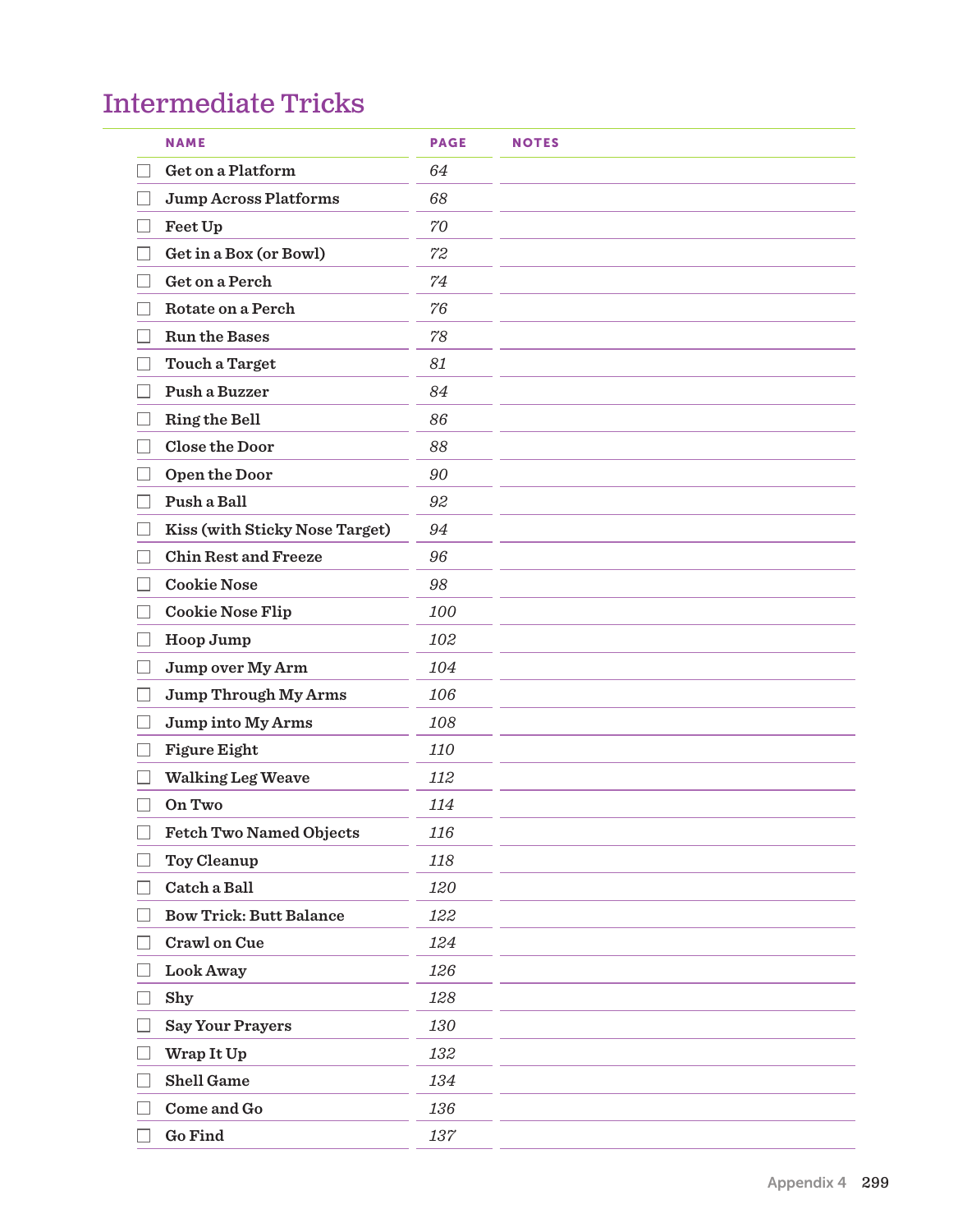## Intermediate Tricks

| | NAME | PAGE | NOTES |
|---|---|---|---|
| ☐ | Get on a Platform | *64* | |
| ☐ | Jump Across Platforms | *68* | |
| ☐ | Feet Up | *70* | |
| ☐ | Get in a Box (or Bowl) | *72* | |
| ☐ | Get on a Perch | *74* | |
| ☐ | Rotate on a Perch | *76* | |
| ☐ | Run the Bases | *78* | |
| ☐ | Touch a Target | *81* | |
| ☐ | Push a Buzzer | *84* | |
| ☐ | Ring the Bell | *86* | |
| ☐ | Close the Door | *88* | |
| ☐ | Open the Door | *90* | |
| ☐ | Push a Ball | *92* | |
| ☐ | Kiss (with Sticky Nose Target) | *94* | |
| ☐ | Chin Rest and Freeze | *96* | |
| ☐ | Cookie Nose | *98* | |
| ☐ | Cookie Nose Flip | *100* | |
| ☐ | Hoop Jump | *102* | |
| ☐ | Jump over My Arm | *104* | |
| ☐ | Jump Through My Arms | *106* | |
| ☐ | Jump into My Arms | *108* | |
| ☐ | Figure Eight | *110* | |
| ☐ | Walking Leg Weave | *112* | |
| ☐ | On Two | *114* | |
| ☐ | Fetch Two Named Objects | *116* | |
| ☐ | Toy Cleanup | *118* | |
| ☐ | Catch a Ball | *120* | |
| ☐ | Bow Trick: Butt Balance | *122* | |
| ☐ | Crawl on Cue | *124* | |
| ☐ | Look Away | *126* | |
| ☐ | Shy | *128* | |
| ☐ | Say Your Prayers | *130* | |
| ☐ | Wrap It Up | *132* | |
| ☐ | Shell Game | *134* | |
| ☐ | Come and Go | *136* | |
| ☐ | Go Find | *137* | |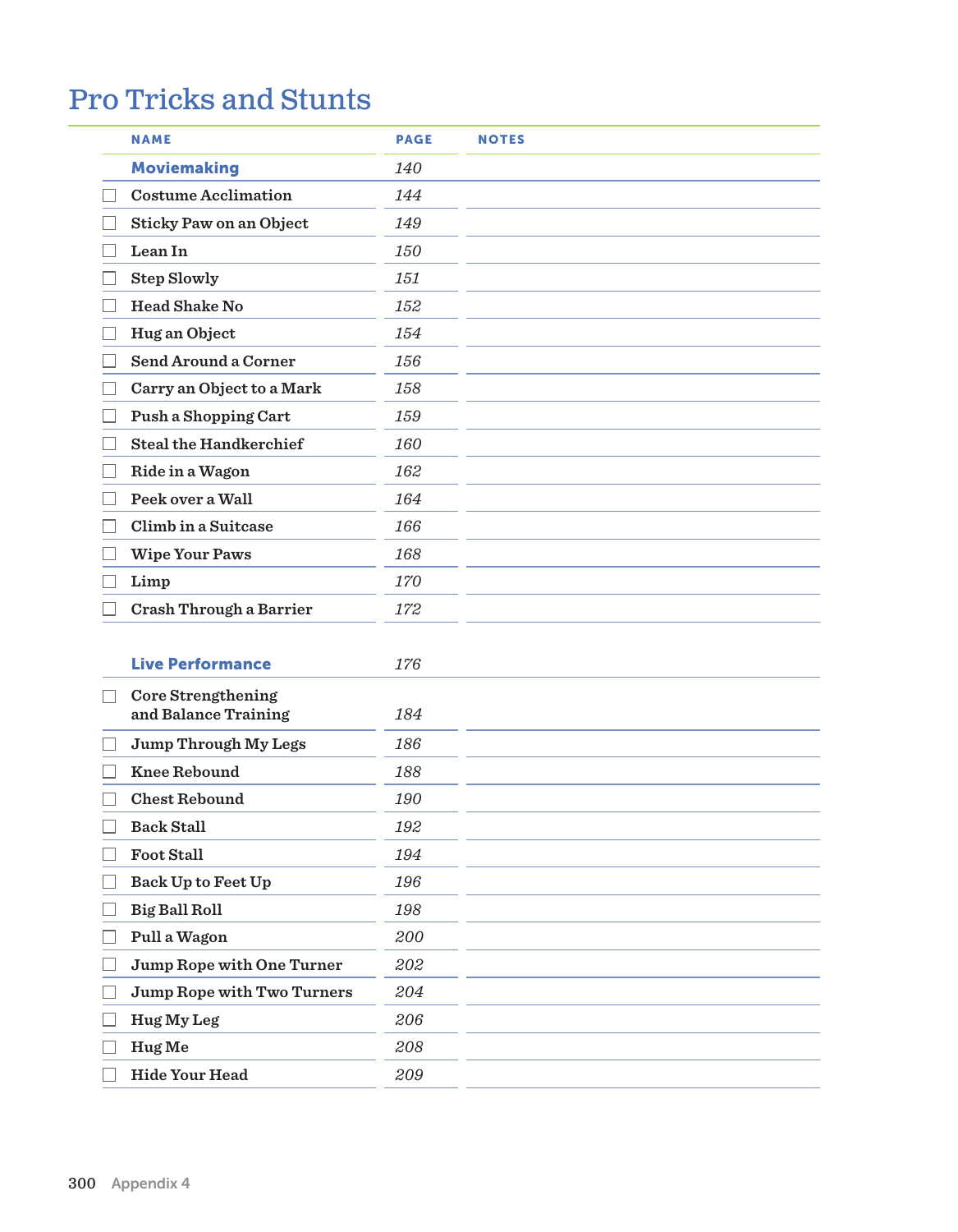# Pro Tricks and Stunts

| NAME | PAGE | NOTES |
|---|---|---|
| **Moviemaking** | *140* | |
| ☐ Costume Acclimation | *144* | |
| ☐ Sticky Paw on an Object | *149* | |
| ☐ Lean In | *150* | |
| ☐ Step Slowly | *151* | |
| ☐ Head Shake No | *152* | |
| ☐ Hug an Object | *154* | |
| ☐ Send Around a Corner | *156* | |
| ☐ Carry an Object to a Mark | *158* | |
| ☐ Push a Shopping Cart | *159* | |
| ☐ Steal the Handkerchief | *160* | |
| ☐ Ride in a Wagon | *162* | |
| ☐ Peek over a Wall | *164* | |
| ☐ Climb in a Suitcase | *166* | |
| ☐ Wipe Your Paws | *168* | |
| ☐ Limp | *170* | |
| ☐ Crash Through a Barrier | *172* | |
| **Live Performance** | *176* | |
| ☐ Core Strengthening and Balance Training | *184* | |
| ☐ Jump Through My Legs | *186* | |
| ☐ Knee Rebound | *188* | |
| ☐ Chest Rebound | *190* | |
| ☐ Back Stall | *192* | |
| ☐ Foot Stall | *194* | |
| ☐ Back Up to Feet Up | *196* | |
| ☐ Big Ball Roll | *198* | |
| ☐ Pull a Wagon | *200* | |
| ☐ Jump Rope with One Turner | *202* | |
| ☐ Jump Rope with Two Turners | *204* | |
| ☐ Hug My Leg | *206* | |
| ☐ Hug Me | *208* | |
| ☐ Hide Your Head | *209* | |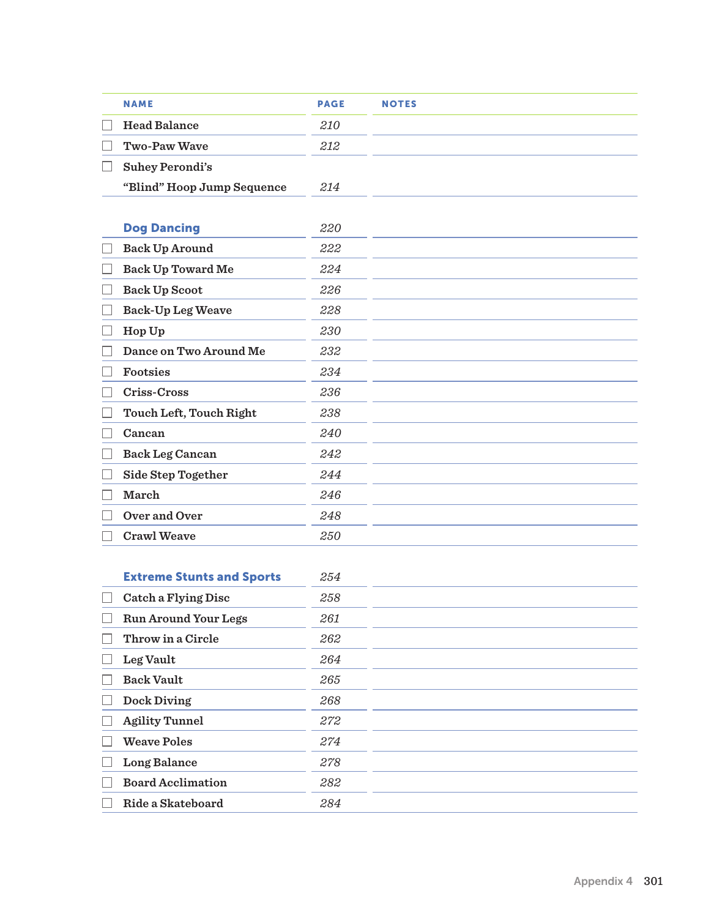| NAME | PAGE | NOTES |
|---|---|---|
| ☐ Head Balance | *210* | |
| ☐ Two-Paw Wave | *212* | |
| ☐ Suhey Perondi's "Blind" Hoop Jump Sequence | *214* | |
| **Dog Dancing** | *220* | |
| ☐ Back Up Around | *222* | |
| ☐ Back Up Toward Me | *224* | |
| ☐ Back Up Scoot | *226* | |
| ☐ Back-Up Leg Weave | *228* | |
| ☐ Hop Up | *230* | |
| ☐ Dance on Two Around Me | *232* | |
| ☐ Footsies | *234* | |
| ☐ Criss-Cross | *236* | |
| ☐ Touch Left, Touch Right | *238* | |
| ☐ Cancan | *240* | |
| ☐ Back Leg Cancan | *242* | |
| ☐ Side Step Together | *244* | |
| ☐ March | *246* | |
| ☐ Over and Over | *248* | |
| ☐ Crawl Weave | *250* | |
| **Extreme Stunts and Sports** | *254* | |
| ☐ Catch a Flying Disc | *258* | |
| ☐ Run Around Your Legs | *261* | |
| ☐ Throw in a Circle | *262* | |
| ☐ Leg Vault | *264* | |
| ☐ Back Vault | *265* | |
| ☐ Dock Diving | *268* | |
| ☐ Agility Tunnel | *272* | |
| ☐ Weave Poles | *274* | |
| ☐ Long Balance | *278* | |
| ☐ Board Acclimation | *282* | |
| ☐ Ride a Skateboard | *284* | |